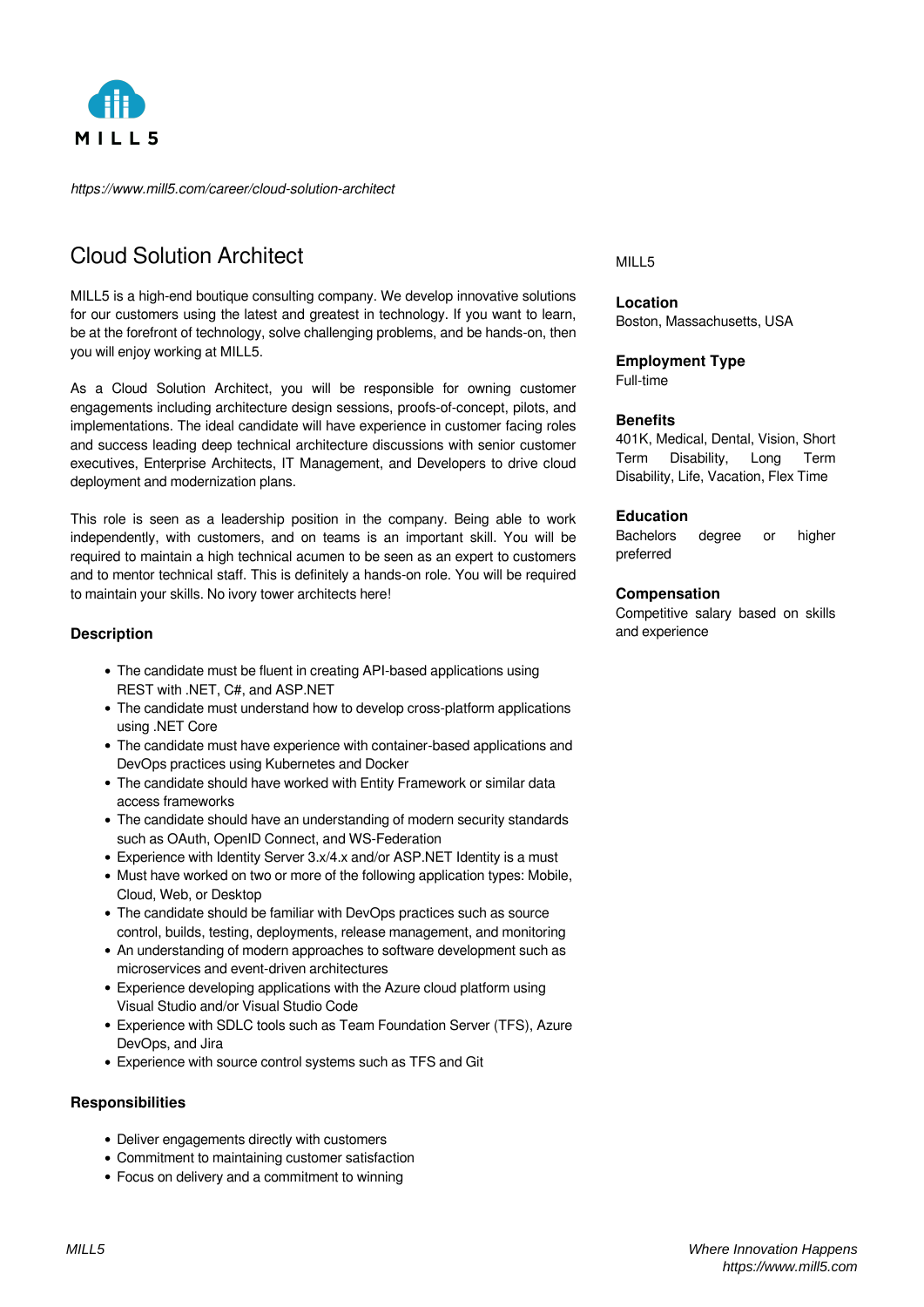MILL5

*https://www.mill5.com/career/cloud-solution-architect*

# Cloud Solution Architect

MILL5 is a high-end boutique consulting company. We develop innovative solutions for our customers using the latest and greatest in technology. If you want to learn, be at the forefront of technology, solve challenging problems, and be hands-on, then you will enjoy working at MILL5.

As a Cloud Solution Architect, you will be responsible for owning customer engagements including architecture design sessions, proofs-of-concept, pilots, and implementations. The ideal candidate will have experience in customer facing roles and success leading deep technical architecture discussions with senior customer executives, Enterprise Architects, IT Management, and Developers to drive cloud deployment and modernization plans.

This role is seen as a leadership position in the company. Being able to work independently, with customers, and on teams is an important skill. You will be required to maintain a high technical acumen to be seen as an expert to customers and to mentor technical staff. This is definitely a hands-on role. You will be required to maintain your skills. No ivory tower architects here!

### Description

- The candidate must be fluent in creating API-based applications using REST with .NET, C#, and ASP.NET
- The candidate must understand how to develop cross-platform applications using .NET Core
- The candidate must have experience with container-based applications and DevOps practices using Kubernetes and Docker
- The candidate should have worked with Entity Framework or similar data access frameworks
- The candidate should have an understanding of modern security standards such as OAuth, OpenID Connect, and WS-Federation
- Experience with Identity Server 3.x/4.x and/or ASP.NET Identity is a must
- Must have worked on two or more of the following application types: Mobile, Cloud, Web, or Desktop
- The candidate should be familiar with DevOps practices such as source control, builds, testing, deployments, release management, and monitoring
- An understanding of modern approaches to software development such as microservices and event-driven architectures
- Experience developing applications with the Azure cloud platform using Visual Studio and/or Visual Studio Code
- Experience with SDLC tools such as Team Foundation Server (TFS), Azure DevOps, and Jira
- Experience with source control systems such as TFS and Git

### Responsibilities

- Deliver engagements directly with customers
- Commitment to maintaining customer satisfaction
- Focus on delivery and a commitment to winning

MILL5

**Location**
Boston, Massachusetts, USA

**Employment Type**
Full-time

**Benefits**
401K, Medical, Dental, Vision, Short Term Disability, Long Term Disability, Life, Vacation, Flex Time

**Education**
Bachelors degree or higher preferred

**Compensation**
Competitive salary based on skills and experience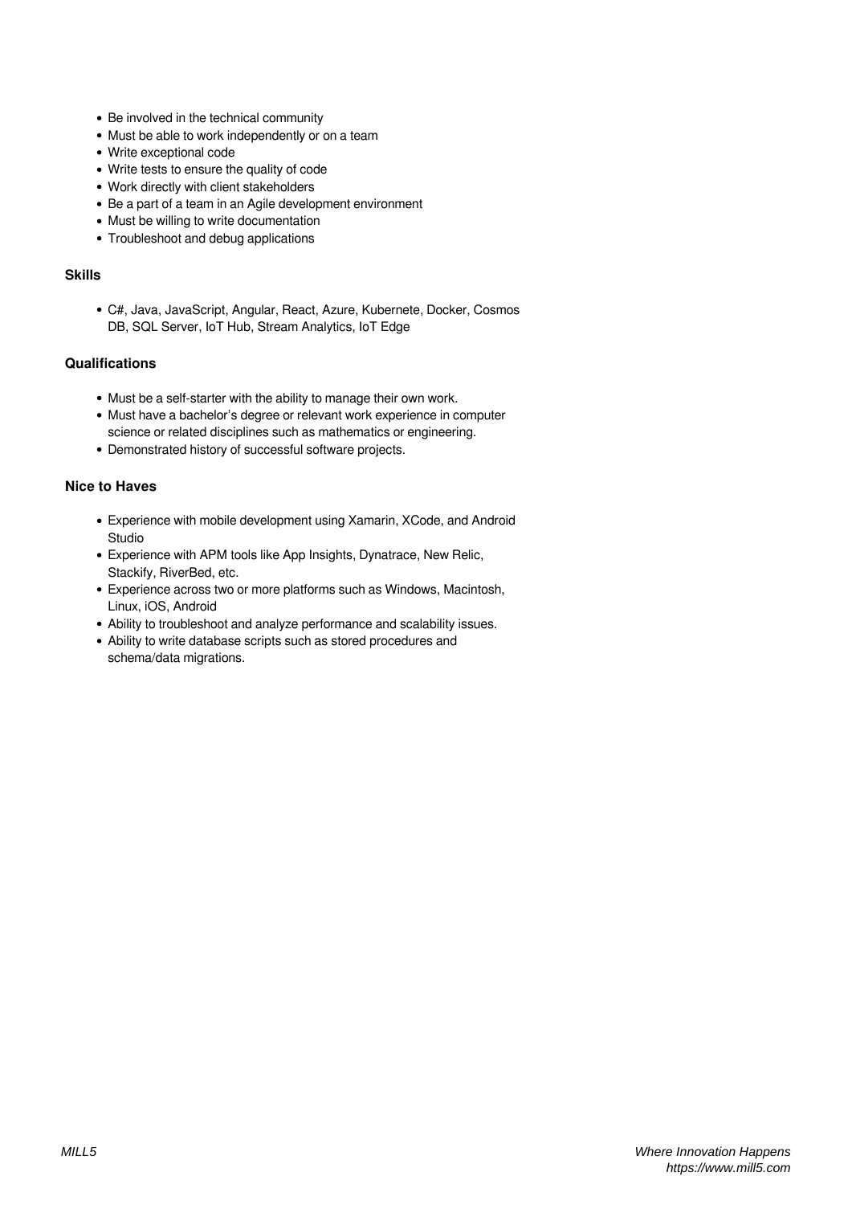- Be involved in the technical community
- Must be able to work independently or on a team
- Write exceptional code
- Write tests to ensure the quality of code
- Work directly with client stakeholders
- Be a part of a team in an Agile development environment
- Must be willing to write documentation
- Troubleshoot and debug applications

### Skills

- C#, Java, JavaScript, Angular, React, Azure, Kubernete, Docker, Cosmos DB, SQL Server, IoT Hub, Stream Analytics, IoT Edge

### Qualifications

- Must be a self-starter with the ability to manage their own work.
- Must have a bachelor's degree or relevant work experience in computer science or related disciplines such as mathematics or engineering.
- Demonstrated history of successful software projects.

### Nice to Haves

- Experience with mobile development using Xamarin, XCode, and Android Studio
- Experience with APM tools like App Insights, Dynatrace, New Relic, Stackify, RiverBed, etc.
- Experience across two or more platforms such as Windows, Macintosh, Linux, iOS, Android
- Ability to troubleshoot and analyze performance and scalability issues.
- Ability to write database scripts such as stored procedures and schema/data migrations.